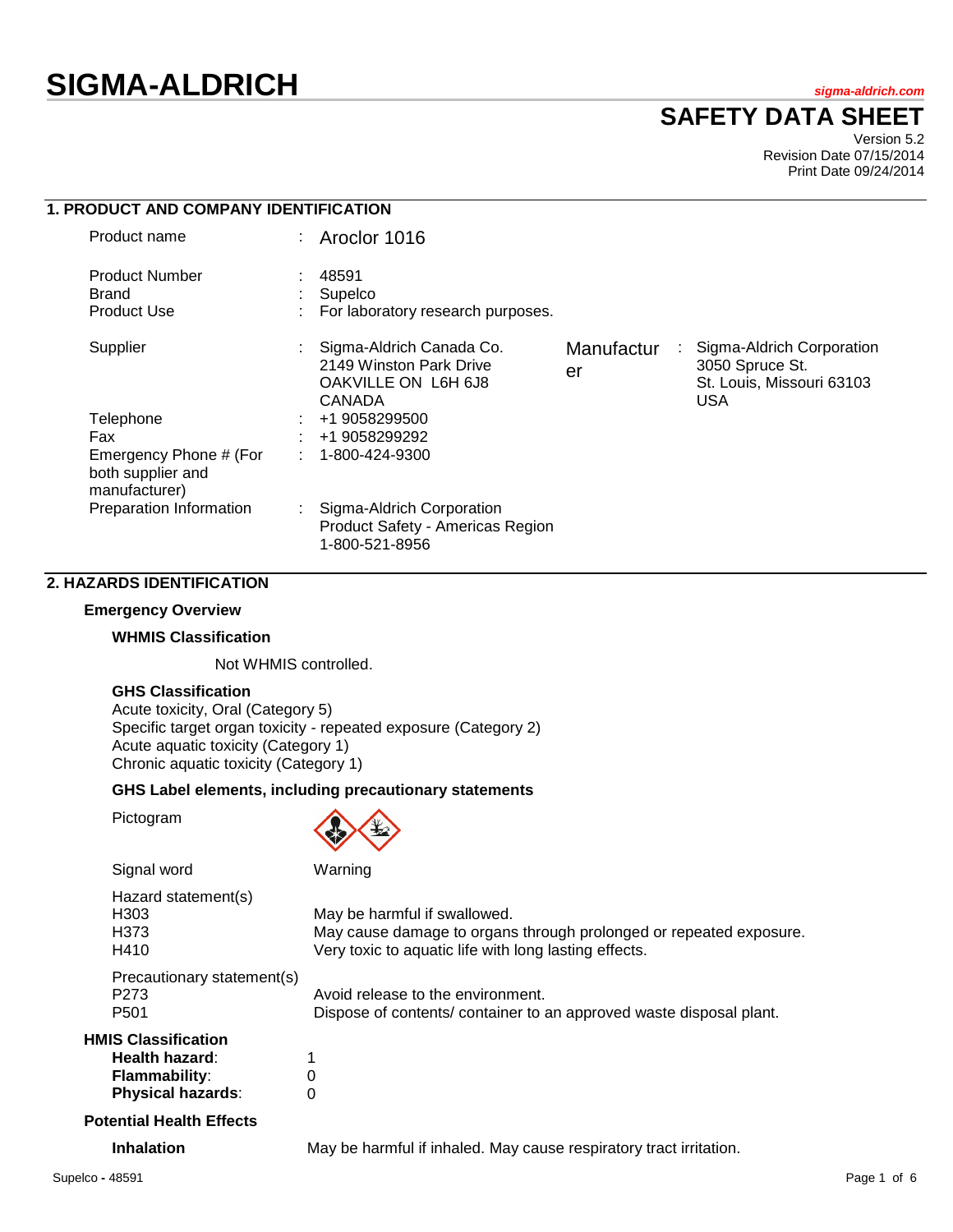# SIGMA-ALDRICH

sigma-aldrich.com

## SAFETY DATA SHEET

Version 5.2
Revision Date 07/15/2014
Print Date 09/24/2014

## 1. PRODUCT AND COMPANY IDENTIFICATION

| | | |
|---|---|---|
| Product name | : | Aroclor 1016 |
| Product Number | : | 48591 |
| Brand | : | Supelco |
| Product Use | : | For laboratory research purposes. |
| Supplier | : | Sigma-Aldrich Canada Co.<br>2149 Winston Park Drive<br>OAKVILLE ON L6H 6J8<br>CANADA |
| Manufacturer | : | Sigma-Aldrich Corporation<br>3050 Spruce St.<br>St. Louis, Missouri 63103<br>USA |
| Telephone | : | +1 9058299500 |
| Fax | : | +1 9058299292 |
| Emergency Phone # (For both supplier and manufacturer) | : | 1-800-424-9300 |
| Preparation Information | : | Sigma-Aldrich Corporation<br>Product Safety - Americas Region<br>1-800-521-8956 |

## 2. HAZARDS IDENTIFICATION

### Emergency Overview

**WHMIS Classification**

Not WHMIS controlled.

**GHS Classification**

Acute toxicity, Oral (Category 5)
Specific target organ toxicity - repeated exposure (Category 2)
Acute aquatic toxicity (Category 1)
Chronic aquatic toxicity (Category 1)

**GHS Label elements, including precautionary statements**

Pictogram

Signal word: Warning

Hazard statement(s)

| | |
|---|---|
| H303 | May be harmful if swallowed. |
| H373 | May cause damage to organs through prolonged or repeated exposure. |
| H410 | Very toxic to aquatic life with long lasting effects. |

Precautionary statement(s)

| | |
|---|---|
| P273 | Avoid release to the environment. |
| P501 | Dispose of contents/ container to an approved waste disposal plant. |

**HMIS Classification**

**Health hazard**: 1
**Flammability**: 0
**Physical hazards**: 0

**Potential Health Effects**

**Inhalation** May be harmful if inhaled. May cause respiratory tract irritation.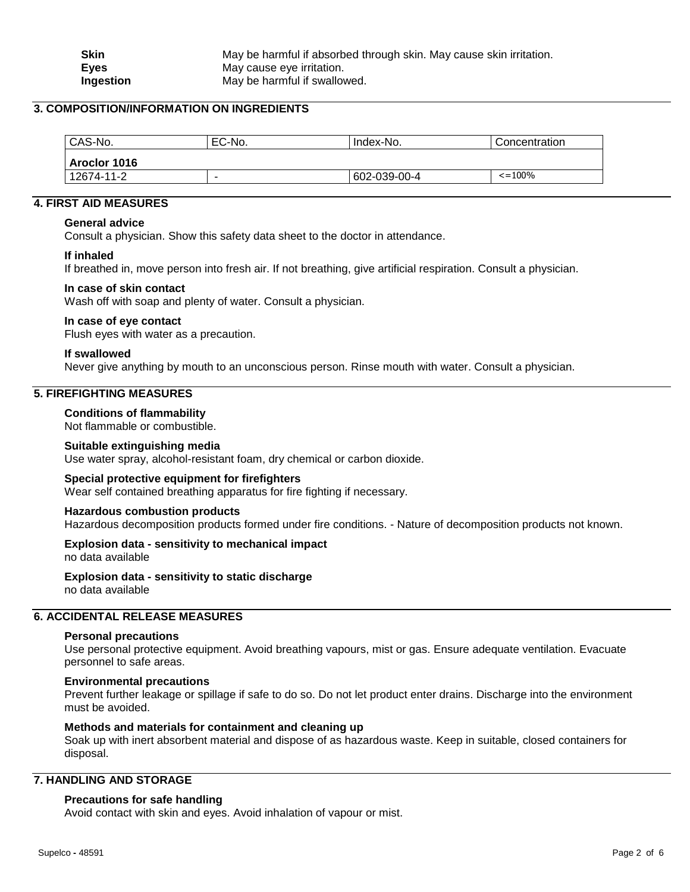| | |
|---|---|
| **Skin** | May be harmful if absorbed through skin. May cause skin irritation. |
| **Eyes** | May cause eye irritation. |
| **Ingestion** | May be harmful if swallowed. |

## 3. COMPOSITION/INFORMATION ON INGREDIENTS

| CAS-No. | EC-No. | Index-No. | Concentration |
|---|---|---|---|
| **Aroclor 1016** | | | |
| 12674-11-2 | - | 602-039-00-4 | <=100% |

## 4. FIRST AID MEASURES

**General advice**
Consult a physician. Show this safety data sheet to the doctor in attendance.

**If inhaled**
If breathed in, move person into fresh air. If not breathing, give artificial respiration. Consult a physician.

**In case of skin contact**
Wash off with soap and plenty of water. Consult a physician.

**In case of eye contact**
Flush eyes with water as a precaution.

**If swallowed**
Never give anything by mouth to an unconscious person. Rinse mouth with water. Consult a physician.

## 5. FIREFIGHTING MEASURES

**Conditions of flammability**
Not flammable or combustible.

**Suitable extinguishing media**
Use water spray, alcohol-resistant foam, dry chemical or carbon dioxide.

**Special protective equipment for firefighters**
Wear self contained breathing apparatus for fire fighting if necessary.

**Hazardous combustion products**
Hazardous decomposition products formed under fire conditions. - Nature of decomposition products not known.

**Explosion data - sensitivity to mechanical impact**
no data available

**Explosion data - sensitivity to static discharge**
no data available

## 6. ACCIDENTAL RELEASE MEASURES

**Personal precautions**
Use personal protective equipment. Avoid breathing vapours, mist or gas. Ensure adequate ventilation. Evacuate personnel to safe areas.

**Environmental precautions**
Prevent further leakage or spillage if safe to do so. Do not let product enter drains. Discharge into the environment must be avoided.

**Methods and materials for containment and cleaning up**
Soak up with inert absorbent material and dispose of as hazardous waste. Keep in suitable, closed containers for disposal.

## 7. HANDLING AND STORAGE

**Precautions for safe handling**
Avoid contact with skin and eyes. Avoid inhalation of vapour or mist.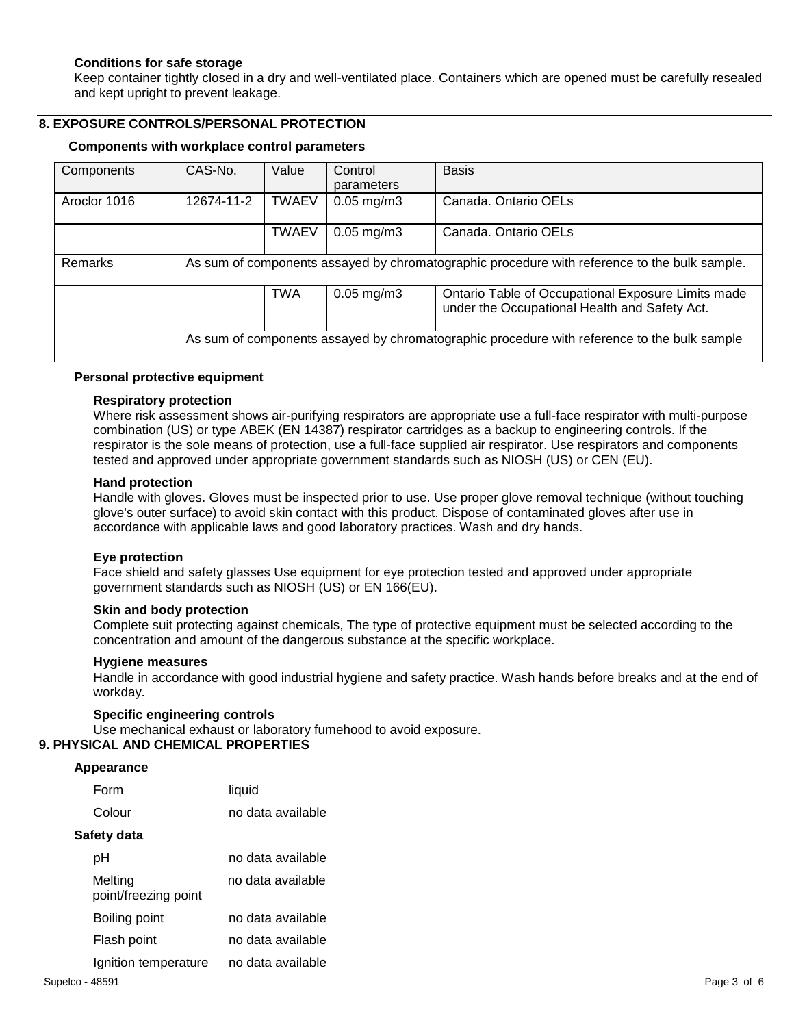### Conditions for safe storage

Keep container tightly closed in a dry and well-ventilated place. Containers which are opened must be carefully resealed and kept upright to prevent leakage.

## 8. EXPOSURE CONTROLS/PERSONAL PROTECTION

### Components with workplace control parameters

| Components | CAS-No. | Value | Control parameters | Basis |
|---|---|---|---|---|
| Aroclor 1016 | 12674-11-2 | TWAEV | 0.05 mg/m3 | Canada. Ontario OELs |
| | | TWAEV | 0.05 mg/m3 | Canada. Ontario OELs |
| Remarks | As sum of components assayed by chromatographic procedure with reference to the bulk sample. | | | |
| | | TWA | 0.05 mg/m3 | Ontario Table of Occupational Exposure Limits made under the Occupational Health and Safety Act. |
| | As sum of components assayed by chromatographic procedure with reference to the bulk sample | | | |

### Personal protective equipment

**Respiratory protection**

Where risk assessment shows air-purifying respirators are appropriate use a full-face respirator with multi-purpose combination (US) or type ABEK (EN 14387) respirator cartridges as a backup to engineering controls. If the respirator is the sole means of protection, use a full-face supplied air respirator. Use respirators and components tested and approved under appropriate government standards such as NIOSH (US) or CEN (EU).

**Hand protection**

Handle with gloves. Gloves must be inspected prior to use. Use proper glove removal technique (without touching glove's outer surface) to avoid skin contact with this product. Dispose of contaminated gloves after use in accordance with applicable laws and good laboratory practices. Wash and dry hands.

**Eye protection**

Face shield and safety glasses Use equipment for eye protection tested and approved under appropriate government standards such as NIOSH (US) or EN 166(EU).

**Skin and body protection**

Complete suit protecting against chemicals, The type of protective equipment must be selected according to the concentration and amount of the dangerous substance at the specific workplace.

**Hygiene measures**

Handle in accordance with good industrial hygiene and safety practice. Wash hands before breaks and at the end of workday.

**Specific engineering controls**

Use mechanical exhaust or laboratory fumehood to avoid exposure.

## 9. PHYSICAL AND CHEMICAL PROPERTIES

### Appearance

| | |
|---|---|
| Form | liquid |
| Colour | no data available |

### Safety data

| | |
|---|---|
| pH | no data available |
| Melting point/freezing point | no data available |
| Boiling point | no data available |
| Flash point | no data available |
| Ignition temperature | no data available |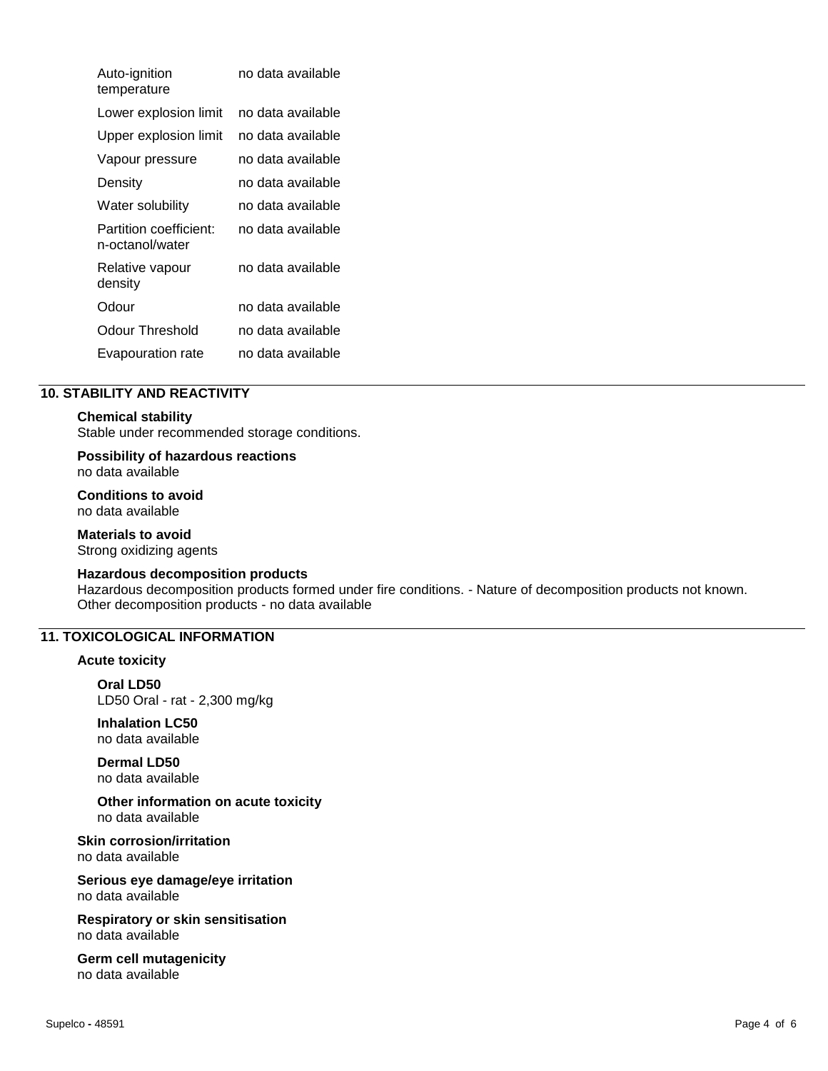| | |
|---|---|
| Auto-ignition temperature | no data available |
| Lower explosion limit | no data available |
| Upper explosion limit | no data available |
| Vapour pressure | no data available |
| Density | no data available |
| Water solubility | no data available |
| Partition coefficient: n-octanol/water | no data available |
| Relative vapour density | no data available |
| Odour | no data available |
| Odour Threshold | no data available |
| Evapouration rate | no data available |

## 10. STABILITY AND REACTIVITY

**Chemical stability**
Stable under recommended storage conditions.

**Possibility of hazardous reactions**
no data available

**Conditions to avoid**
no data available

**Materials to avoid**
Strong oxidizing agents

**Hazardous decomposition products**
Hazardous decomposition products formed under fire conditions. - Nature of decomposition products not known.
Other decomposition products - no data available

## 11. TOXICOLOGICAL INFORMATION

**Acute toxicity**

**Oral LD50**
LD50 Oral - rat - 2,300 mg/kg

**Inhalation LC50**
no data available

**Dermal LD50**
no data available

**Other information on acute toxicity**
no data available

**Skin corrosion/irritation**
no data available

**Serious eye damage/eye irritation**
no data available

**Respiratory or skin sensitisation**
no data available

**Germ cell mutagenicity**
no data available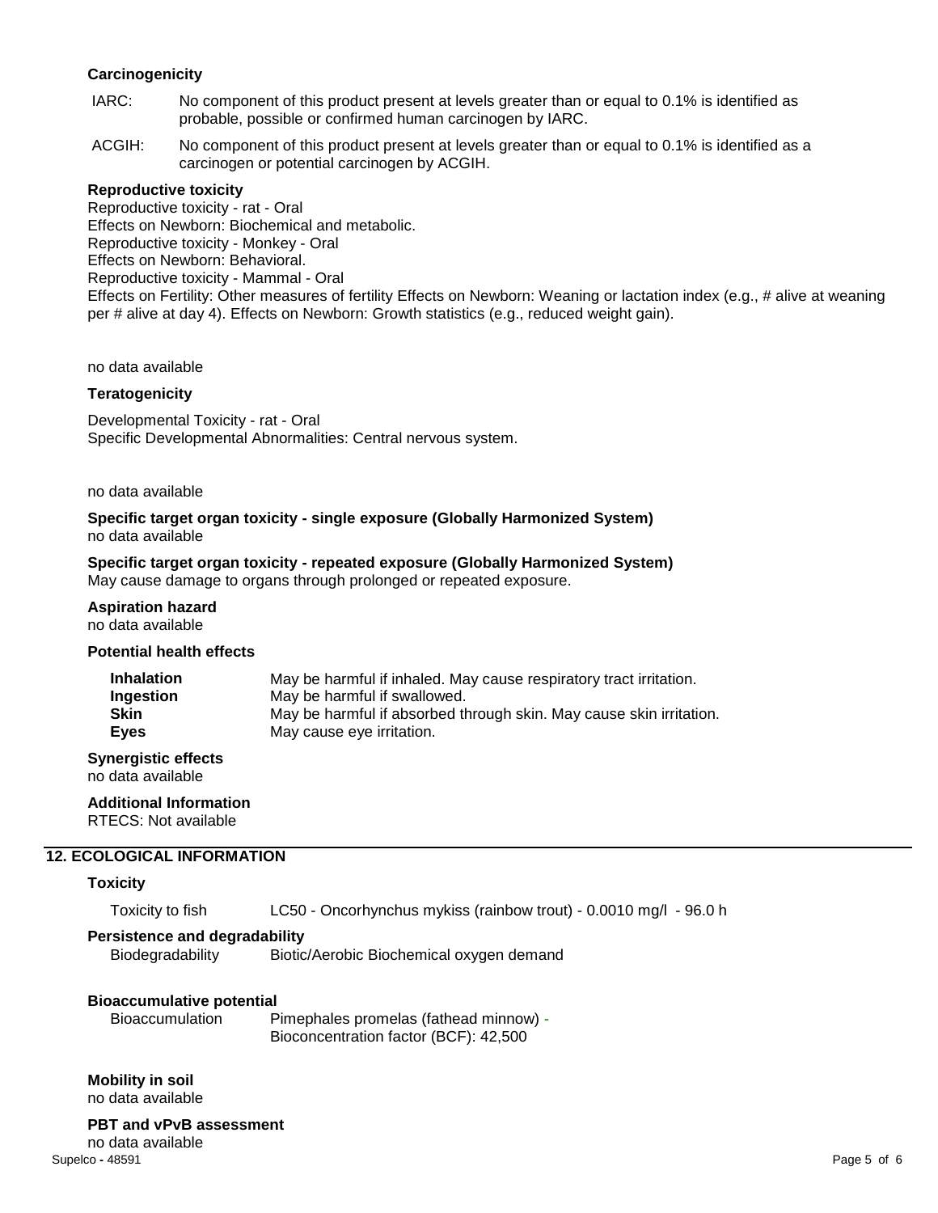### Carcinogenicity

IARC: No component of this product present at levels greater than or equal to 0.1% is identified as probable, possible or confirmed human carcinogen by IARC.

ACGIH: No component of this product present at levels greater than or equal to 0.1% is identified as a carcinogen or potential carcinogen by ACGIH.

### Reproductive toxicity

Reproductive toxicity - rat - Oral
Effects on Newborn: Biochemical and metabolic.
Reproductive toxicity - Monkey - Oral
Effects on Newborn: Behavioral.
Reproductive toxicity - Mammal - Oral
Effects on Fertility: Other measures of fertility Effects on Newborn: Weaning or lactation index (e.g., # alive at weaning per # alive at day 4). Effects on Newborn: Growth statistics (e.g., reduced weight gain).

no data available

### Teratogenicity

Developmental Toxicity - rat - Oral
Specific Developmental Abnormalities: Central nervous system.

no data available

### Specific target organ toxicity - single exposure (Globally Harmonized System)

no data available

### Specific target organ toxicity - repeated exposure (Globally Harmonized System)

May cause damage to organs through prolonged or repeated exposure.

### Aspiration hazard

no data available

### Potential health effects

| | |
|---|---|
| **Inhalation** | May be harmful if inhaled. May cause respiratory tract irritation. |
| **Ingestion** | May be harmful if swallowed. |
| **Skin** | May be harmful if absorbed through skin. May cause skin irritation. |
| **Eyes** | May cause eye irritation. |

### Synergistic effects

no data available

### Additional Information

RTECS: Not available

## 12. ECOLOGICAL INFORMATION

### Toxicity

Toxicity to fish LC50 - Oncorhynchus mykiss (rainbow trout) - 0.0010 mg/l - 96.0 h

### Persistence and degradability

Biodegradability Biotic/Aerobic Biochemical oxygen demand

### Bioaccumulative potential

Bioaccumulation Pimephales promelas (fathead minnow) - Bioconcentration factor (BCF): 42,500

### Mobility in soil

no data available

### PBT and vPvB assessment

no data available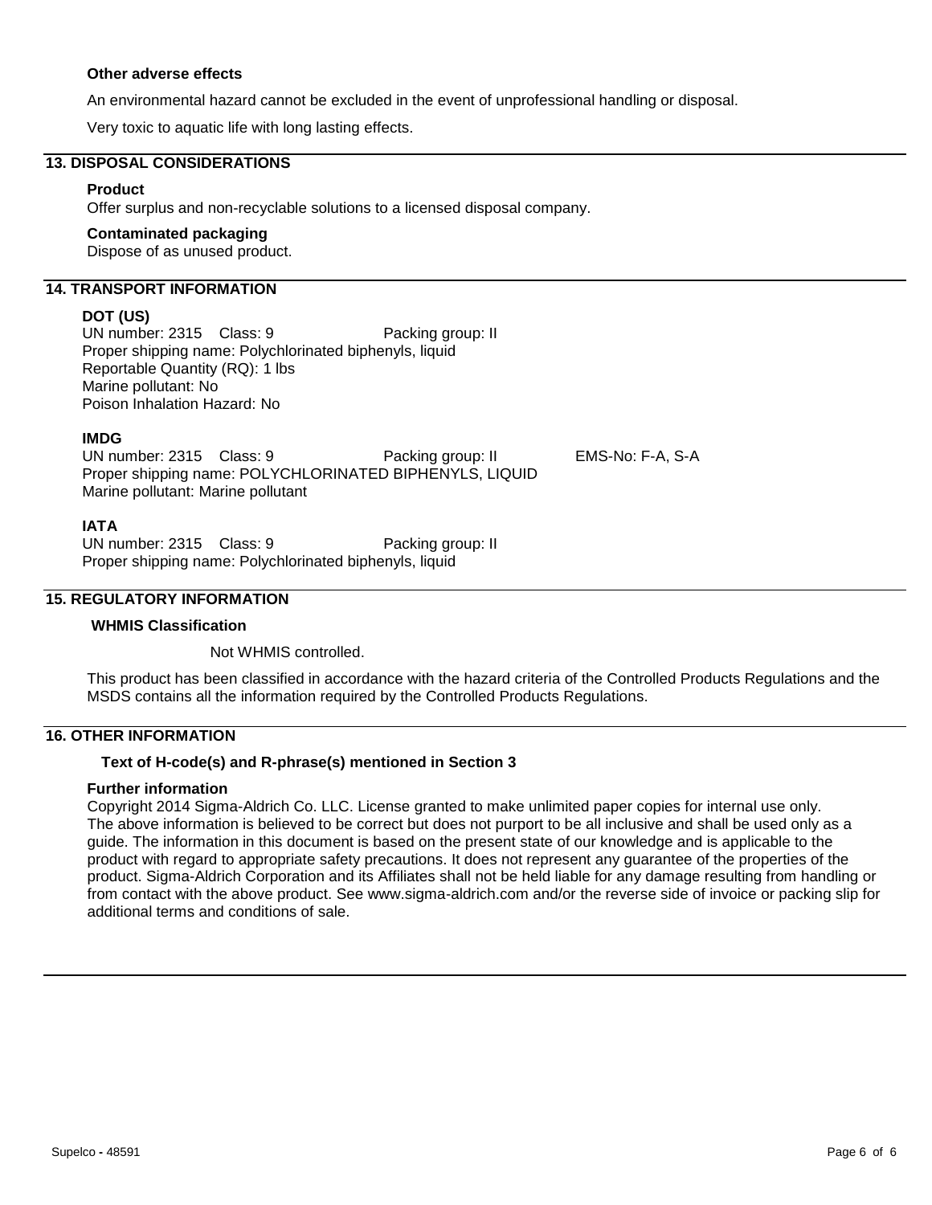**Other adverse effects**

An environmental hazard cannot be excluded in the event of unprofessional handling or disposal.

Very toxic to aquatic life with long lasting effects.

## 13. DISPOSAL CONSIDERATIONS

**Product**

Offer surplus and non-recyclable solutions to a licensed disposal company.

**Contaminated packaging**

Dispose of as unused product.

## 14. TRANSPORT INFORMATION

**DOT (US)**

UN number: 2315 Class: 9 Packing group: II
Proper shipping name: Polychlorinated biphenyls, liquid
Reportable Quantity (RQ): 1 lbs
Marine pollutant: No
Poison Inhalation Hazard: No

**IMDG**

UN number: 2315 Class: 9 Packing group: II EMS-No: F-A, S-A
Proper shipping name: POLYCHLORINATED BIPHENYLS, LIQUID
Marine pollutant: Marine pollutant

**IATA**

UN number: 2315 Class: 9 Packing group: II
Proper shipping name: Polychlorinated biphenyls, liquid

## 15. REGULATORY INFORMATION

**WHMIS Classification**

Not WHMIS controlled.

This product has been classified in accordance with the hazard criteria of the Controlled Products Regulations and the MSDS contains all the information required by the Controlled Products Regulations.

## 16. OTHER INFORMATION

**Text of H-code(s) and R-phrase(s) mentioned in Section 3**

**Further information**

Copyright 2014 Sigma-Aldrich Co. LLC. License granted to make unlimited paper copies for internal use only.
The above information is believed to be correct but does not purport to be all inclusive and shall be used only as a guide. The information in this document is based on the present state of our knowledge and is applicable to the product with regard to appropriate safety precautions. It does not represent any guarantee of the properties of the product. Sigma-Aldrich Corporation and its Affiliates shall not be held liable for any damage resulting from handling or from contact with the above product. See www.sigma-aldrich.com and/or the reverse side of invoice or packing slip for additional terms and conditions of sale.